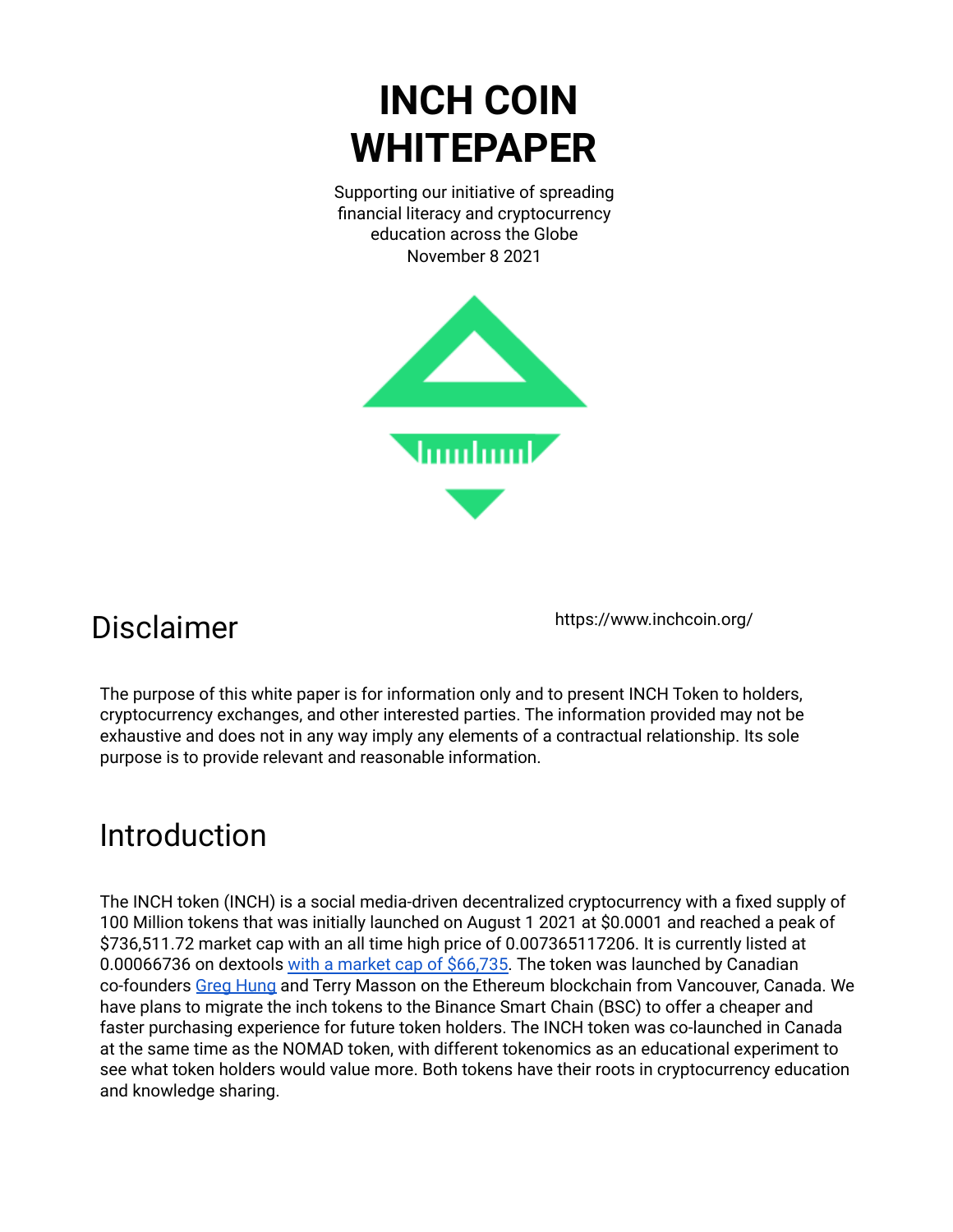# INCH COIN WHITEPAPER

Supporting our initiative of spreading financial literacy and cryptocurrency education across the Globe
November 8 2021

## Disclaimer

https://www.inchcoin.org/

The purpose of this white paper is for information only and to present INCH Token to holders, cryptocurrency exchanges, and other interested parties. The information provided may not be exhaustive and does not in any way imply any elements of a contractual relationship. Its sole purpose is to provide relevant and reasonable information.

## Introduction

The INCH token (INCH) is a social media-driven decentralized cryptocurrency with a fixed supply of 100 Million tokens that was initially launched on August 1 2021 at $0.0001 and reached a peak of $736,511.72 market cap with an all time high price of 0.007365117206. It is currently listed at 0.00066736 on dextools with a market cap of $66,735. The token was launched by Canadian co-founders Greg Hung and Terry Masson on the Ethereum blockchain from Vancouver, Canada. We have plans to migrate the inch tokens to the Binance Smart Chain (BSC) to offer a cheaper and faster purchasing experience for future token holders. The INCH token was co-launched in Canada at the same time as the NOMAD token, with different tokenomics as an educational experiment to see what token holders would value more. Both tokens have their roots in cryptocurrency education and knowledge sharing.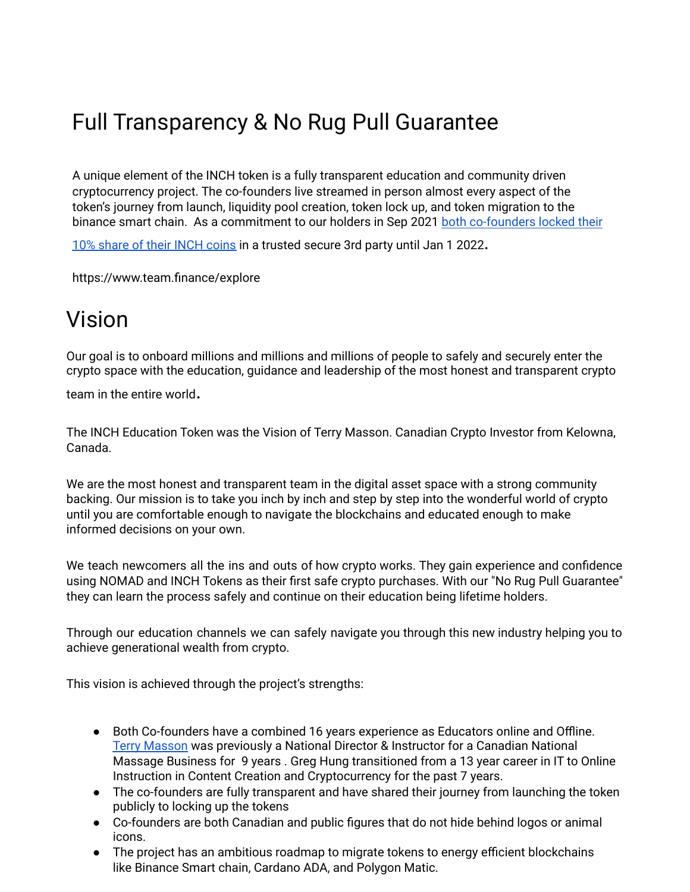# Full Transparency & No Rug Pull Guarantee

A unique element of the INCH token is a fully transparent education and community driven cryptocurrency project. The co-founders live streamed in person almost every aspect of the token's journey from launch, liquidity pool creation, token lock up, and token migration to the binance smart chain. As a commitment to our holders in Sep 2021 both co-founders locked their 10% share of their INCH coins in a trusted secure 3rd party until Jan 1 2022**.**

https://www.team.finance/explore

# Vision

Our goal is to onboard millions and millions and millions of people to safely and securely enter the crypto space with the education, guidance and leadership of the most honest and transparent crypto team in the entire world**.**

The INCH Education Token was the Vision of Terry Masson. Canadian Crypto Investor from Kelowna, Canada.

We are the most honest and transparent team in the digital asset space with a strong community backing. Our mission is to take you inch by inch and step by step into the wonderful world of crypto until you are comfortable enough to navigate the blockchains and educated enough to make informed decisions on your own.

We teach newcomers all the ins and outs of how crypto works. They gain experience and confidence using NOMAD and INCH Tokens as their first safe crypto purchases. With our "No Rug Pull Guarantee" they can learn the process safely and continue on their education being lifetime holders.

Through our education channels we can safely navigate you through this new industry helping you to achieve generational wealth from crypto.

This vision is achieved through the project's strengths:

- Both Co-founders have a combined 16 years experience as Educators online and Offline. Terry Masson was previously a National Director & Instructor for a Canadian National Massage Business for 9 years . Greg Hung transitioned from a 13 year career in IT to Online Instruction in Content Creation and Cryptocurrency for the past 7 years.
- The co-founders are fully transparent and have shared their journey from launching the token publicly to locking up the tokens
- Co-founders are both Canadian and public figures that do not hide behind logos or animal icons.
- The project has an ambitious roadmap to migrate tokens to energy efficient blockchains like Binance Smart chain, Cardano ADA, and Polygon Matic.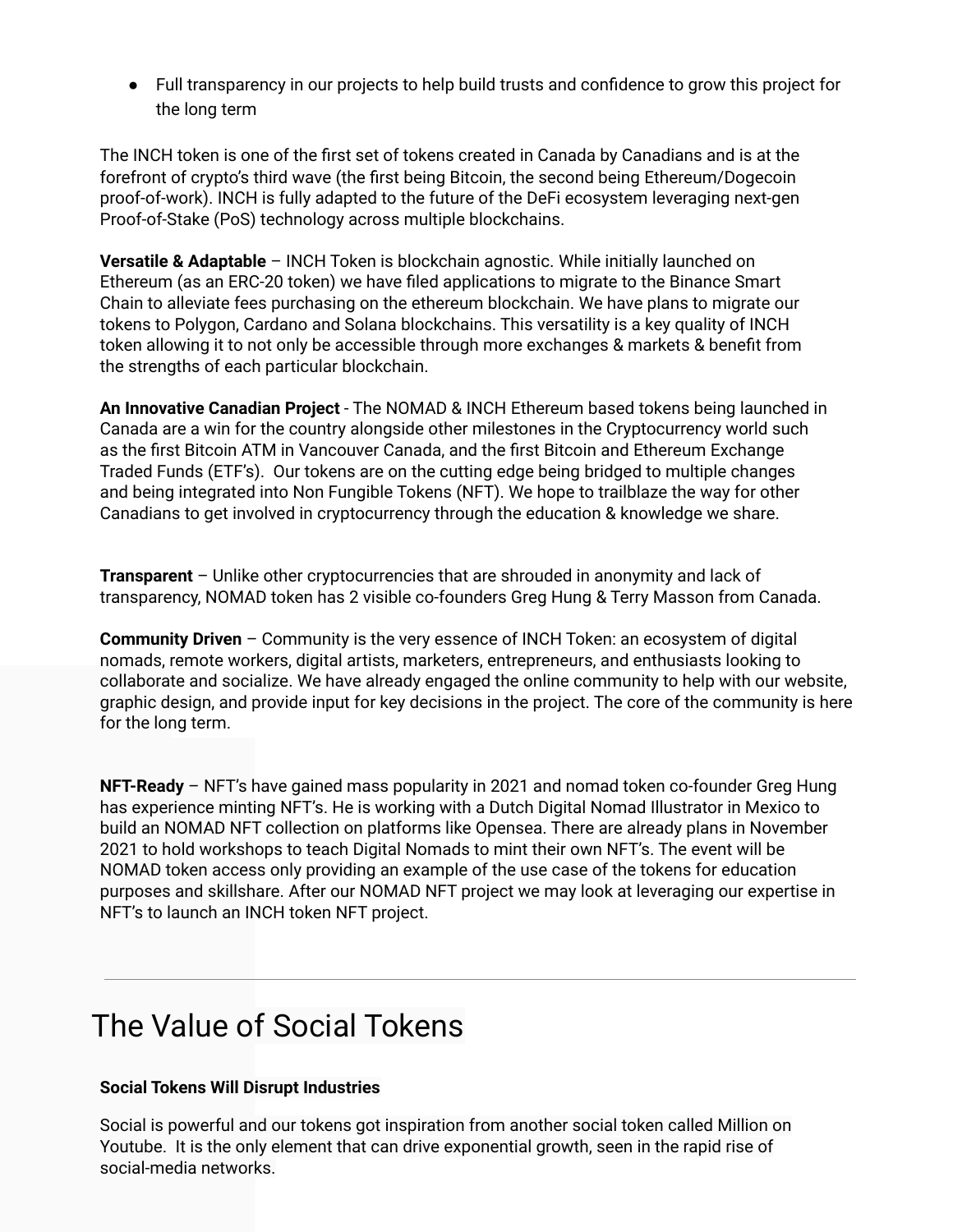- Full transparency in our projects to help build trusts and confidence to grow this project for the long term

The INCH token is one of the first set of tokens created in Canada by Canadians and is at the forefront of crypto's third wave (the first being Bitcoin, the second being Ethereum/Dogecoin proof-of-work). INCH is fully adapted to the future of the DeFi ecosystem leveraging next-gen Proof-of-Stake (PoS) technology across multiple blockchains.

**Versatile & Adaptable** – INCH Token is blockchain agnostic. While initially launched on Ethereum (as an ERC-20 token) we have filed applications to migrate to the Binance Smart Chain to alleviate fees purchasing on the ethereum blockchain. We have plans to migrate our tokens to Polygon, Cardano and Solana blockchains. This versatility is a key quality of INCH token allowing it to not only be accessible through more exchanges & markets & benefit from the strengths of each particular blockchain.

**An Innovative Canadian Project** - The NOMAD & INCH Ethereum based tokens being launched in Canada are a win for the country alongside other milestones in the Cryptocurrency world such as the first Bitcoin ATM in Vancouver Canada, and the first Bitcoin and Ethereum Exchange Traded Funds (ETF's). Our tokens are on the cutting edge being bridged to multiple changes and being integrated into Non Fungible Tokens (NFT). We hope to trailblaze the way for other Canadians to get involved in cryptocurrency through the education & knowledge we share.

**Transparent** – Unlike other cryptocurrencies that are shrouded in anonymity and lack of transparency, NOMAD token has 2 visible co-founders Greg Hung & Terry Masson from Canada.

**Community Driven** – Community is the very essence of INCH Token: an ecosystem of digital nomads, remote workers, digital artists, marketers, entrepreneurs, and enthusiasts looking to collaborate and socialize. We have already engaged the online community to help with our website, graphic design, and provide input for key decisions in the project. The core of the community is here for the long term.

**NFT-Ready** – NFT's have gained mass popularity in 2021 and nomad token co-founder Greg Hung has experience minting NFT's. He is working with a Dutch Digital Nomad Illustrator in Mexico to build an NOMAD NFT collection on platforms like Opensea. There are already plans in November 2021 to hold workshops to teach Digital Nomads to mint their own NFT's. The event will be NOMAD token access only providing an example of the use case of the tokens for education purposes and skillshare. After our NOMAD NFT project we may look at leveraging our expertise in NFT's to launch an INCH token NFT project.

---

# The Value of Social Tokens

**Social Tokens Will Disrupt Industries**

Social is powerful and our tokens got inspiration from another social token called Million on Youtube. It is the only element that can drive exponential growth, seen in the rapid rise of social-media networks.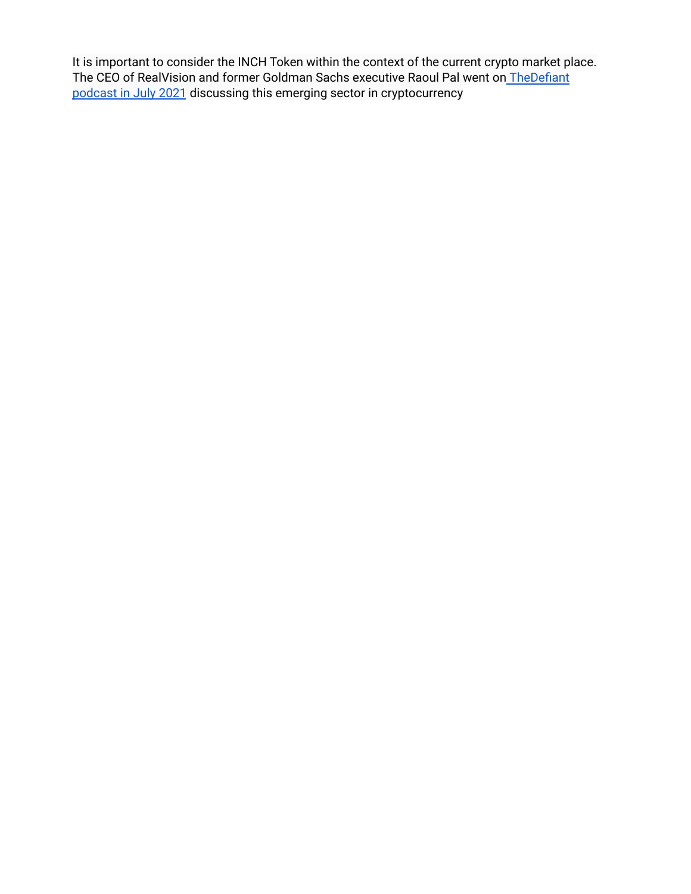It is important to consider the INCH Token within the context of the current crypto market place. The CEO of RealVision and former Goldman Sachs executive Raoul Pal went on TheDefiant podcast in July 2021 discussing this emerging sector in cryptocurrency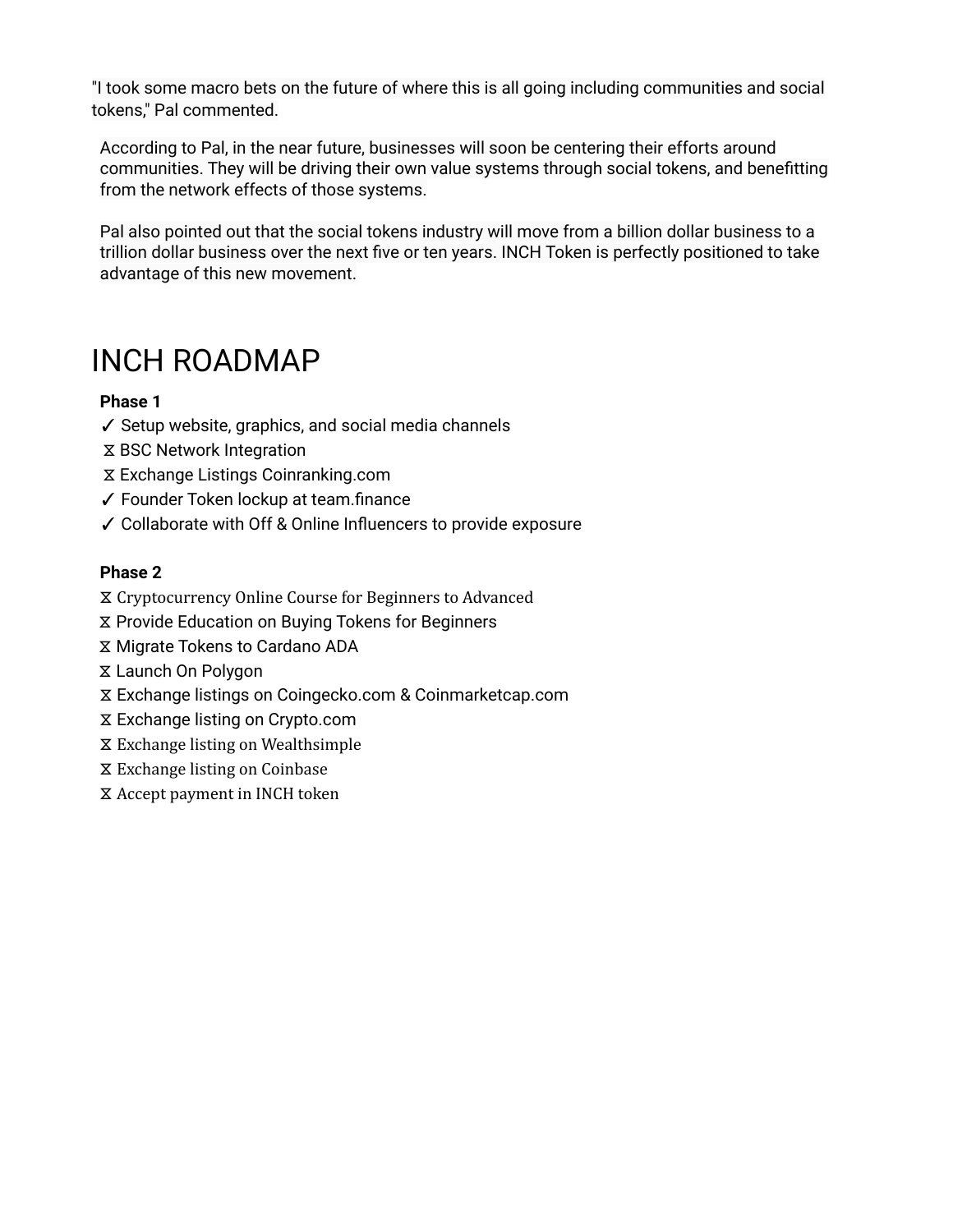"I took some macro bets on the future of where this is all going including communities and social tokens," Pal commented.

According to Pal, in the near future, businesses will soon be centering their efforts around communities. They will be driving their own value systems through social tokens, and benefitting from the network effects of those systems.

Pal also pointed out that the social tokens industry will move from a billion dollar business to a trillion dollar business over the next five or ten years. INCH Token is perfectly positioned to take advantage of this new movement.

# INCH ROADMAP

**Phase 1**

✓ Setup website, graphics, and social media channels
⧖ BSC Network Integration
⧖ Exchange Listings Coinranking.com
✓ Founder Token lockup at team.finance
✓ Collaborate with Off & Online Influencers to provide exposure

**Phase 2**

⧖ Cryptocurrency Online Course for Beginners to Advanced
⧖ Provide Education on Buying Tokens for Beginners
⧖ Migrate Tokens to Cardano ADA
⧖ Launch On Polygon
⧖ Exchange listings on Coingecko.com & Coinmarketcap.com
⧖ Exchange listing on Crypto.com
⧖ Exchange listing on Wealthsimple
⧖ Exchange listing on Coinbase
⧖ Accept payment in INCH token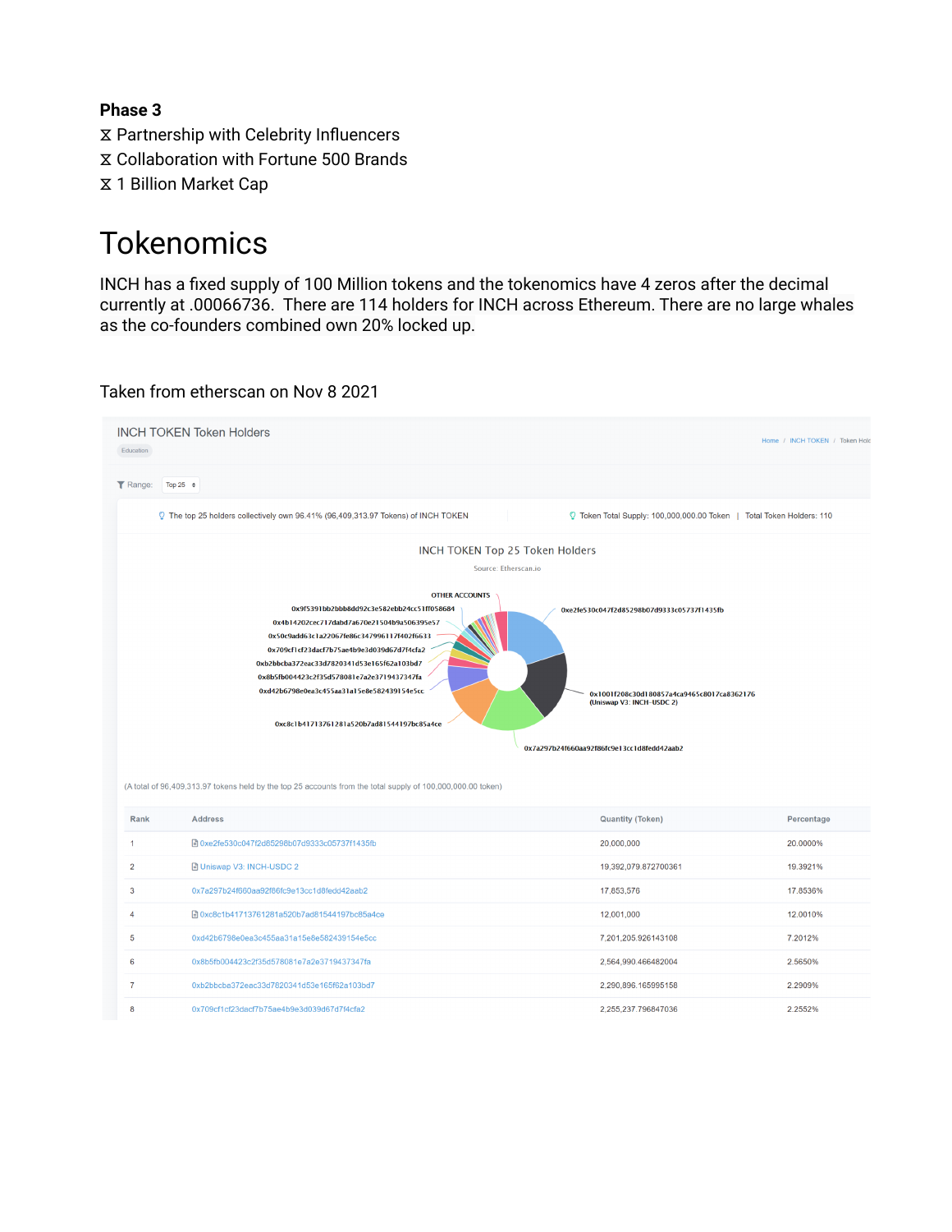**Phase 3**

⧖ Partnership with Celebrity Influencers
⧖ Collaboration with Fortune 500 Brands
⧖ 1 Billion Market Cap

# Tokenomics

INCH has a fixed supply of 100 Million tokens and the tokenomics have 4 zeros after the decimal currently at .00066736. There are 114 holders for INCH across Ethereum. There are no large whales as the co-founders combined own 20% locked up.

Taken from etherscan on Nov 8 2021

INCH TOKEN Token Holders

Range: Top 25

The top 25 holders collectively own 96.41% (96,409,313.97 Tokens) of INCH TOKEN

Token Total Supply: 100,000,000.00 Token | Total Token Holders: 110

INCH TOKEN Top 25 Token Holders

Source: Etherscan.io

(A total of 96,409,313.97 tokens held by the top 25 accounts from the total supply of 100,000,000.00 token)

| Rank | Address | Quantity (Token) | Percentage |
|---|---|---|---|
| 1 | 0xe2fe530c047f2d85298b07d9333c05737f1435fb | 20,000,000 | 20.0000% |
| 2 | Uniswap V3: INCH-USDC 2 | 19,392,079.872700361 | 19.3921% |
| 3 | 0x7a297b24f660aa92f86fc9e13cc1d8fedd42aab2 | 17,853,576 | 17.8536% |
| 4 | 0xc8c1b41713761281a520b7ad81544197bc85a4ce | 12,001,000 | 12.0010% |
| 5 | 0xd42b6798e0ea3c455aa31a15e8e582439154e5cc | 7,201,205.926143108 | 7.2012% |
| 6 | 0x8b5fb004423c2f35d578081e7a2e3719437347fa | 2,564,990.466482004 | 2.5650% |
| 7 | 0xb2bbcba372eac33d7820341d53e165f62a103bd7 | 2,290,896.165995158 | 2.2909% |
| 8 | 0x709cf1cf23dacf7b75ae4b9e3d039d67d7f4cfa2 | 2,255,237.796847036 | 2.2552% |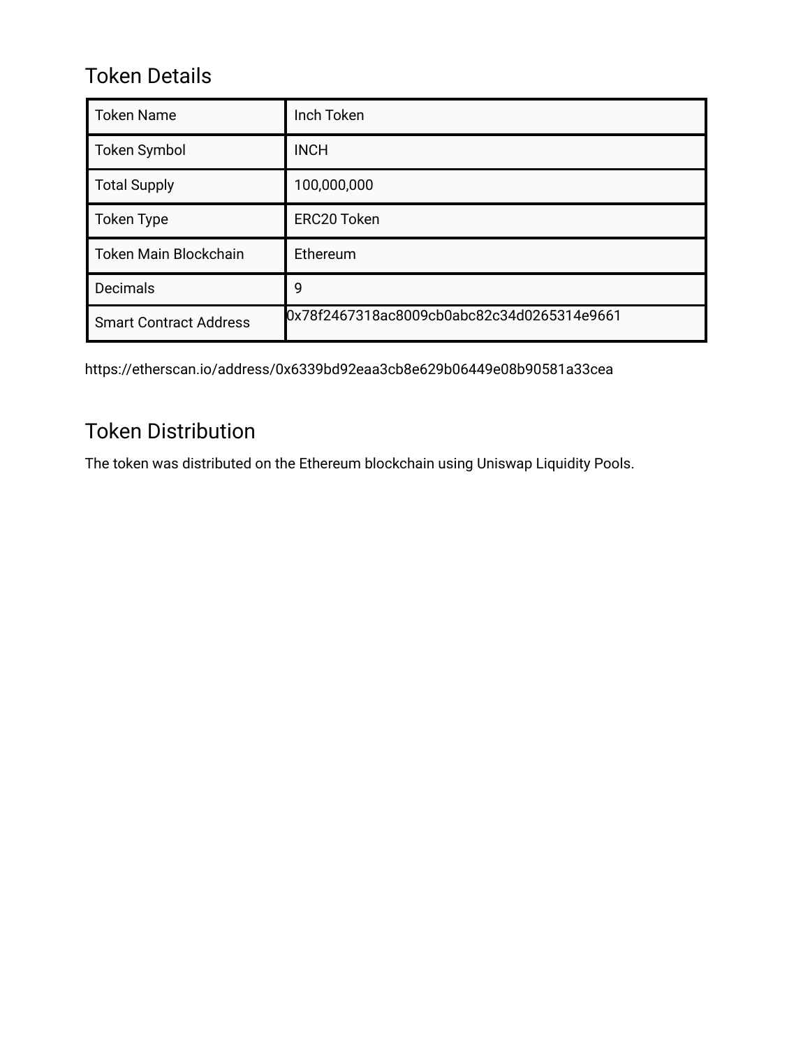## Token Details

| | |
|---|---|
| Token Name | Inch Token |
| Token Symbol | INCH |
| Total Supply | 100,000,000 |
| Token Type | ERC20 Token |
| Token Main Blockchain | Ethereum |
| Decimals | 9 |
| Smart Contract Address | 0x78f2467318ac8009cb0abc82c34d0265314e9661 |

https://etherscan.io/address/0x6339bd92eaa3cb8e629b06449e08b90581a33cea

## Token Distribution

The token was distributed on the Ethereum blockchain using Uniswap Liquidity Pools.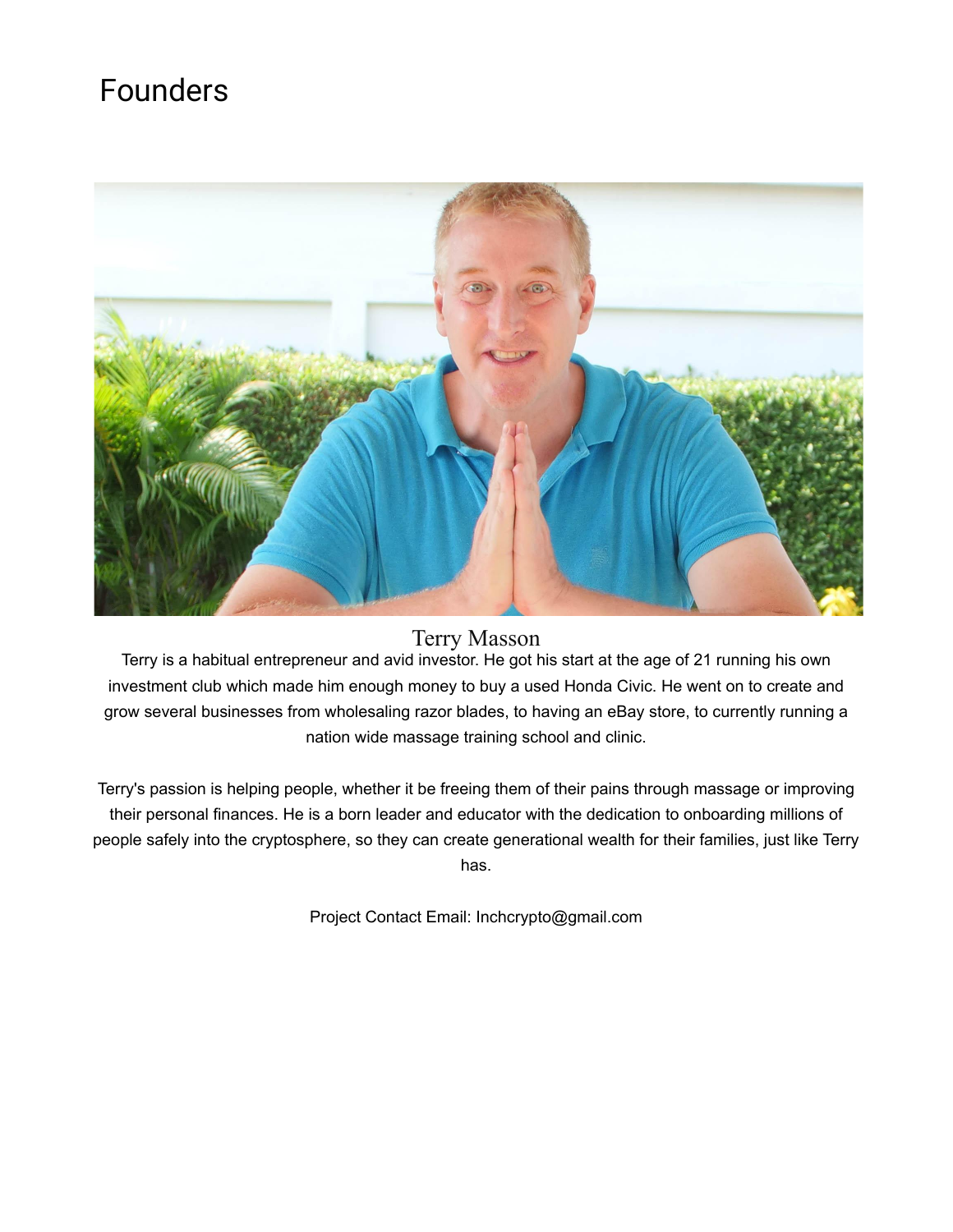# Founders

## Terry Masson

Terry is a habitual entrepreneur and avid investor. He got his start at the age of 21 running his own investment club which made him enough money to buy a used Honda Civic. He went on to create and grow several businesses from wholesaling razor blades, to having an eBay store, to currently running a nation wide massage training school and clinic.

Terry's passion is helping people, whether it be freeing them of their pains through massage or improving their personal finances. He is a born leader and educator with the dedication to onboarding millions of people safely into the cryptosphere, so they can create generational wealth for their families, just like Terry has.

Project Contact Email: Inchcrypto@gmail.com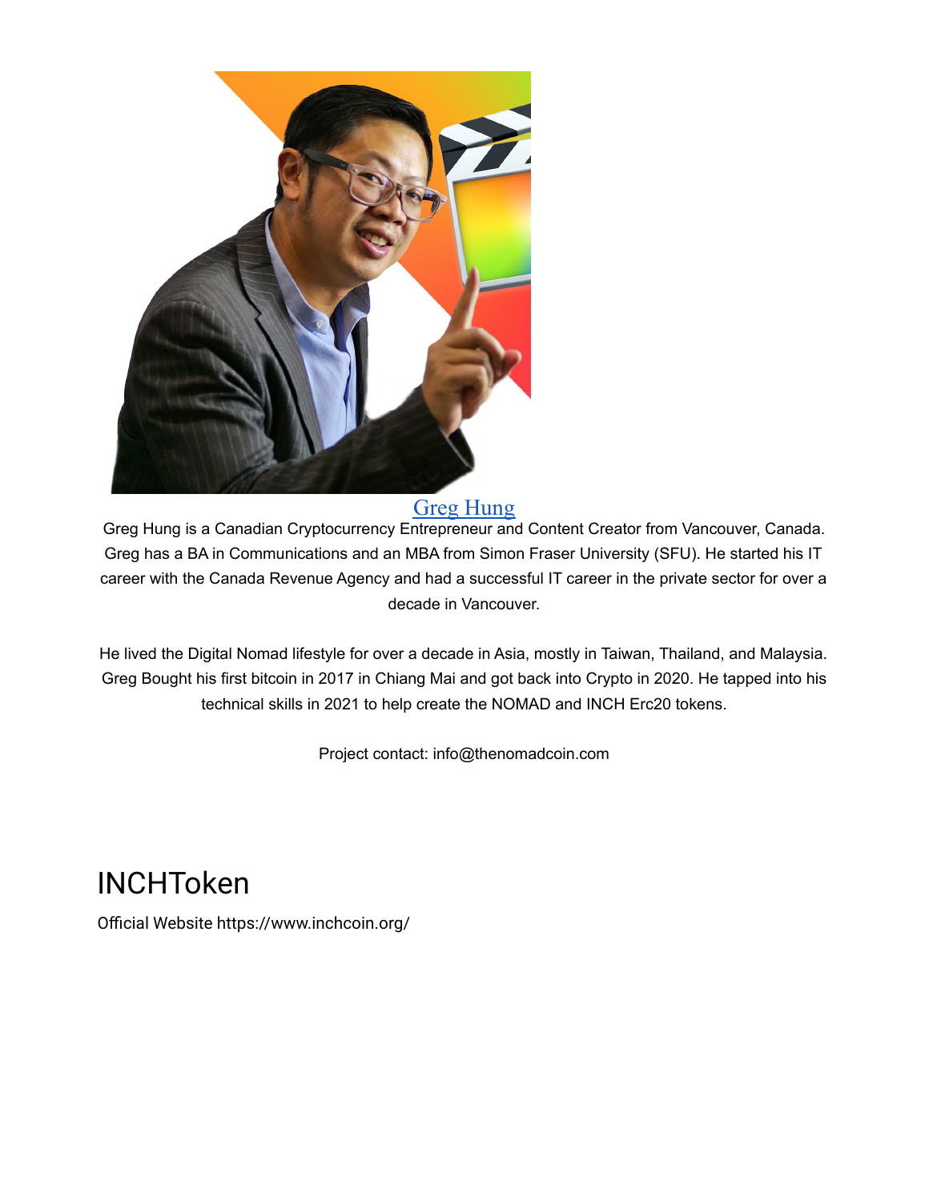[Greg Hung]

Greg Hung is a Canadian Cryptocurrency Entrepreneur and Content Creator from Vancouver, Canada. Greg has a BA in Communications and an MBA from Simon Fraser University (SFU). He started his IT career with the Canada Revenue Agency and had a successful IT career in the private sector for over a decade in Vancouver.

He lived the Digital Nomad lifestyle for over a decade in Asia, mostly in Taiwan, Thailand, and Malaysia. Greg Bought his first bitcoin in 2017 in Chiang Mai and got back into Crypto in 2020. He tapped into his technical skills in 2021 to help create the NOMAD and INCH Erc20 tokens.

Project contact: info@thenomadcoin.com

# INCHToken

Official Website https://www.inchcoin.org/